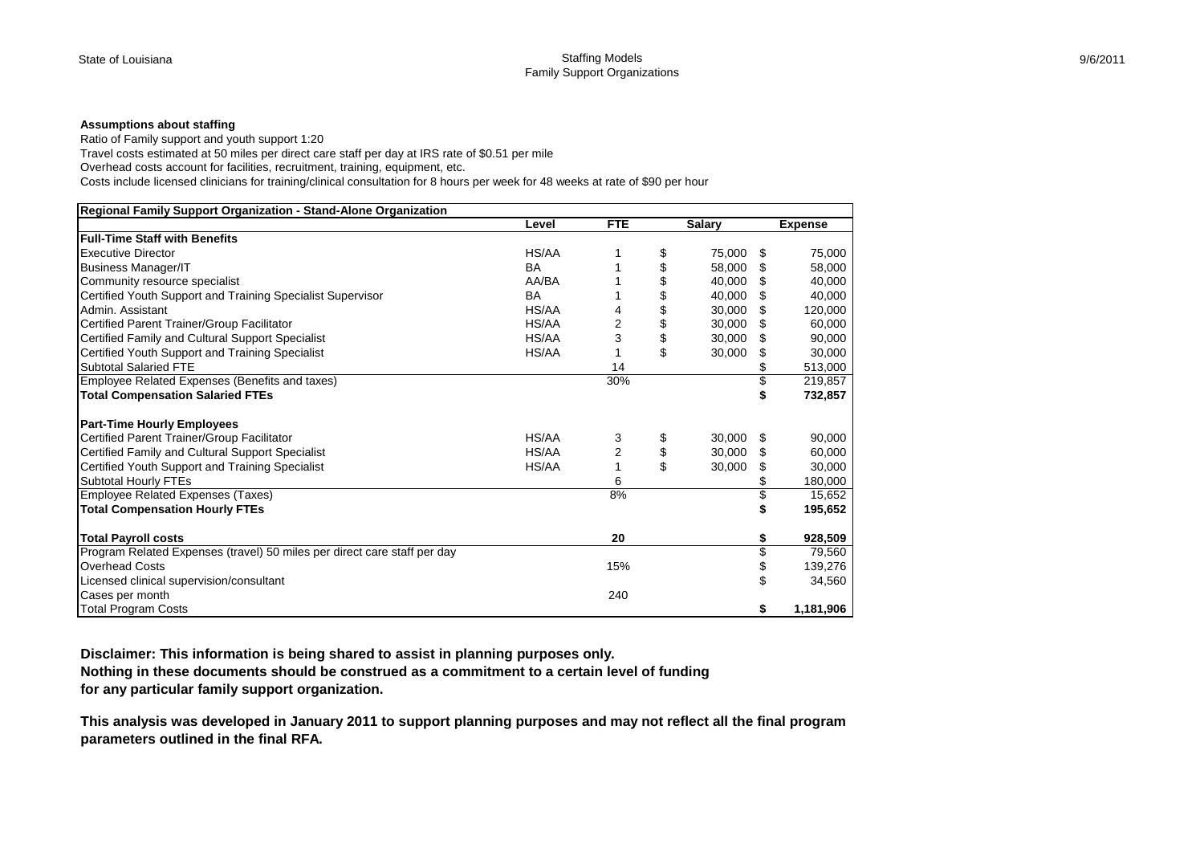State of Louisiana

Staffing Models
Family Support Organizations

9/6/2011

**Assumptions about staffing**

Ratio of Family support and youth support 1:20

Travel costs estimated at 50 miles per direct care staff per day at IRS rate of $0.51 per mile

Overhead costs account for facilities, recruitment, training, equipment, etc.

Costs include licensed clinicians for training/clinical consultation for 8 hours per week for 48 weeks at rate of $90 per hour

| **Regional Family Support Organization - Stand-Alone Organization** | | | | |
|---|---|---|---|---|
| | **Level** | **FTE** | **Salary** | **Expense** |
| **Full-Time Staff with Benefits** | | | | |
| Executive Director | HS/AA | 1 | $ 75,000 | $ 75,000 |
| Business Manager/IT | BA | 1 | $ 58,000 | $ 58,000 |
| Community resource specialist | AA/BA | 1 | $ 40,000 | $ 40,000 |
| Certified Youth Support and Training Specialist Supervisor | BA | 1 | $ 40,000 | $ 40,000 |
| Admin. Assistant | HS/AA | 4 | $ 30,000 | $ 120,000 |
| Certified Parent Trainer/Group Facilitator | HS/AA | 2 | $ 30,000 | $ 60,000 |
| Certified Family and Cultural Support Specialist | HS/AA | 3 | $ 30,000 | $ 90,000 |
| Certified Youth Support and Training Specialist | HS/AA | 1 | $ 30,000 | $ 30,000 |
| Subtotal Salaried FTE | | 14 | | $ 513,000 |
| Employee Related Expenses (Benefits and taxes) | | 30% | | $ 219,857 |
| **Total Compensation Salaried FTEs** | | | | **$ 732,857** |
| | | | | |
| **Part-Time Hourly Employees** | | | | |
| Certified Parent Trainer/Group Facilitator | HS/AA | 3 | $ 30,000 | $ 90,000 |
| Certified Family and Cultural Support Specialist | HS/AA | 2 | $ 30,000 | $ 60,000 |
| Certified Youth Support and Training Specialist | HS/AA | 1 | $ 30,000 | $ 30,000 |
| Subtotal Hourly FTEs | | 6 | | $ 180,000 |
| Employee Related Expenses (Taxes) | | 8% | | $ 15,652 |
| **Total Compensation Hourly FTEs** | | | | **$ 195,652** |
| | | | | |
| **Total Payroll costs** | | **20** | | **$ 928,509** |
| Program Related Expenses (travel) 50 miles per direct care staff per day | | | | $ 79,560 |
| Overhead Costs | | 15% | | $ 139,276 |
| Licensed clinical supervision/consultant | | | | $ 34,560 |
| Cases per month | | 240 | | |
| Total Program Costs | | | | **$ 1,181,906** |

**Disclaimer: This information is being shared to assist in planning purposes only.
Nothing in these documents should be construed as a commitment to a certain level of funding
for any particular family support organization.**

**This analysis was developed in January 2011 to support planning purposes and may not reflect all the final program parameters outlined in the final RFA.**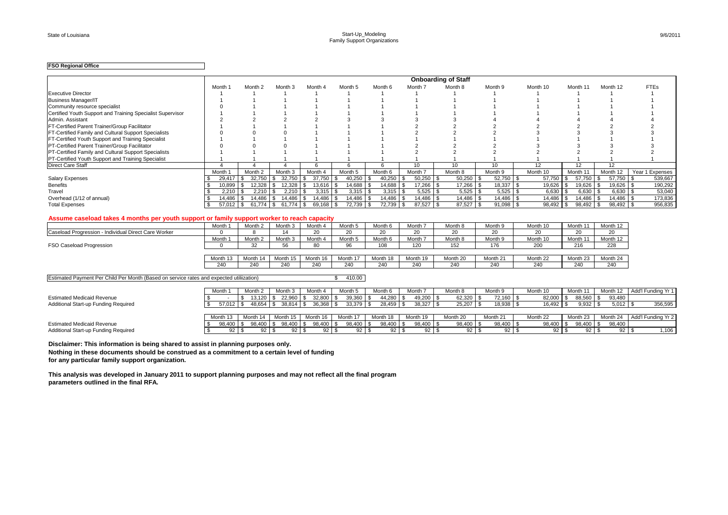State of Louisiana

Start-Up_Modeling
Family Support Organizations

9/6/2011

**FSO Regional Office**

| | Onboarding of Staff | | | | | | | | | | | | |
|---|---|---|---|---|---|---|---|---|---|---|---|---|---|
| | Month 1 | Month 2 | Month 3 | Month 4 | Month 5 | Month 6 | Month 7 | Month 8 | Month 9 | Month 10 | Month 11 | Month 12 | FTEs |
| Executive Director | 1 | 1 | 1 | 1 | 1 | 1 | 1 | 1 | 1 | 1 | 1 | 1 | 1 |
| Business Manager/IT | 1 | 1 | 1 | 1 | 1 | 1 | 1 | 1 | 1 | 1 | 1 | 1 | 1 |
| Community resource specialist | 0 | 1 | 1 | 1 | 1 | 1 | 1 | 1 | 1 | 1 | 1 | 1 | 1 |
| Certified Youth Support and Training Specialist Supervisor | 1 | 1 | 1 | 1 | 1 | 1 | 1 | 1 | 1 | 1 | 1 | 1 | 1 |
| Admin. Assistant | 2 | 2 | 2 | 2 | 3 | 3 | 3 | 3 | 4 | 4 | 4 | 4 | 4 |
| FT-Certified Parent Trainer/Group Facilitator | 1 | 1 | 1 | 1 | 1 | 1 | 2 | 2 | 2 | 2 | 2 | 2 | 2 |
| FT-Certified Family and Cultural Support Specialists | 0 | 0 | 0 | 1 | 1 | 1 | 2 | 2 | 2 | 3 | 3 | 3 | 3 |
| FT-Certified Youth Support and Training Specialist | 1 | 1 | 1 | 1 | 1 | 1 | 1 | 1 | 1 | 1 | 1 | 1 | 1 |
| PT-Certified Parent Trainer/Group Facilitator | 0 | 0 | 0 | 1 | 1 | 1 | 2 | 2 | 2 | 3 | 3 | 3 | 3 |
| PT-Certified Family and Cultural Support Specialists | 1 | 1 | 1 | 1 | 1 | 1 | 2 | 2 | 2 | 2 | 2 | 2 | 2 |
| PT-Certified Youth Support and Training Specialist | 1 | 1 | 1 | 1 | 1 | 1 | 1 | 1 | 1 | 1 | 1 | 1 | 1 |
| Direct Care Staff | 4 | 4 | 4 | 6 | 6 | 6 | 10 | 10 | 10 | 12 | 12 | 12 | |
| | Month 1 | Month 2 | Month 3 | Month 4 | Month 5 | Month 6 | Month 7 | Month 8 | Month 9 | Month 10 | Month 11 | Month 12 | Year 1 Expenses |
| Salary Expenses | $ 29,417 | $ 32,750 | $ 32,750 | $ 37,750 | $ 40,250 | $ 40,250 | $ 50,250 | $ 50,250 | $ 52,750 | $ 57,750 | $ 57,750 | $ 57,750 | $ 539,667 |
| Benefits | $ 10,899 | $ 12,328 | $ 12,328 | $ 13,616 | $ 14,688 | $ 14,688 | $ 17,266 | $ 17,266 | $ 18,337 | $ 19,626 | $ 19,626 | $ 19,626 | $ 190,292 |
| Travel | $ 2,210 | $ 2,210 | $ 2,210 | $ 3,315 | $ 3,315 | $ 3,315 | $ 5,525 | $ 5,525 | $ 5,525 | $ 6,630 | $ 6,630 | $ 6,630 | $ 53,040 |
| Overhead (1/12 of annual) | $ 14,486 | $ 14,486 | $ 14,486 | $ 14,486 | $ 14,486 | $ 14,486 | $ 14,486 | $ 14,486 | $ 14,486 | $ 14,486 | $ 14,486 | $ 14,486 | $ 173,836 |
| Total Expenses | $ 57,012 | $ 61,774 | $ 61,774 | $ 69,168 | $ 72,739 | $ 72,739 | $ 87,527 | $ 87,527 | $ 91,098 | $ 98,492 | $ 98,492 | $ 98,492 | $ 956,835 |

**Assume caseload takes 4 months per youth support or family support worker to reach capacity**

| | Month 1 | Month 2 | Month 3 | Month 4 | Month 5 | Month 6 | Month 7 | Month 8 | Month 9 | Month 10 | Month 11 | Month 12 |
|---|---|---|---|---|---|---|---|---|---|---|---|---|
| Caseload Progression - Individual Direct Care Worker | 0 | 8 | 14 | 20 | 20 | 20 | 20 | 20 | 20 | 20 | 20 | 20 |
| | Month 1 | Month 2 | Month 3 | Month 4 | Month 5 | Month 6 | Month 7 | Month 8 | Month 9 | Month 10 | Month 11 | Month 12 |
| FSO Caseload Progression | 0 | 32 | 56 | 80 | 96 | 108 | 120 | 152 | 176 | 200 | 216 | 228 |
| | Month 13 | Month 14 | Month 15 | Month 16 | Month 17 | Month 18 | Month 19 | Month 20 | Month 21 | Month 22 | Month 23 | Month 24 |
| | 240 | 240 | 240 | 240 | 240 | 240 | 240 | 240 | 240 | 240 | 240 | 240 |

Estimated Payment Per Child Per Month (Based on service rates and expected utilization) $ 410.00

| | Month 1 | Month 2 | Month 3 | Month 4 | Month 5 | Month 6 | Month 7 | Month 8 | Month 9 | Month 10 | Month 11 | Month 12 | Add'l Funding Yr 1 |
|---|---|---|---|---|---|---|---|---|---|---|---|---|---|
| Estimated Medicaid Revenue | $ - | $ 13,120 | $ 22,960 | $ 32,800 | $ 39,360 | $ 44,280 | $ 49,200 | $ 62,320 | $ 72,160 | $ 82,000 | $ 88,560 | $ 93,480 | |
| Additional Start-up Funding Required | $ 57,012 | $ 48,654 | $ 38,814 | $ 36,368 | $ 33,379 | $ 28,459 | $ 38,327 | $ 25,207 | $ 18,938 | $ 16,492 | $ 9,932 | $ 5,012 | $ 356,595 |
| | Month 13 | Month 14 | Month 15 | Month 16 | Month 17 | Month 18 | Month 19 | Month 20 | Month 21 | Month 22 | Month 23 | Month 24 | Add'l Funding Yr 2 |
| Estimated Medicaid Revenue | $ 98,400 | $ 98,400 | $ 98,400 | $ 98,400 | $ 98,400 | $ 98,400 | $ 98,400 | $ 98,400 | $ 98,400 | $ 98,400 | $ 98,400 | $ 98,400 | |
| Additional Start-up Funding Required | $ 92 | $ 92 | $ 92 | $ 92 | $ 92 | $ 92 | $ 92 | $ 92 | $ 92 | $ 92 | $ 92 | $ 92 | $ 1,106 |

**Disclaimer: This information is being shared to assist in planning purposes only.**
**Nothing in these documents should be construed as a commitment to a certain level of funding**
**for any particular family support organization.**

**This analysis was developed in January 2011 to support planning purposes and may not reflect all the final program**
**parameters outlined in the final RFA.**